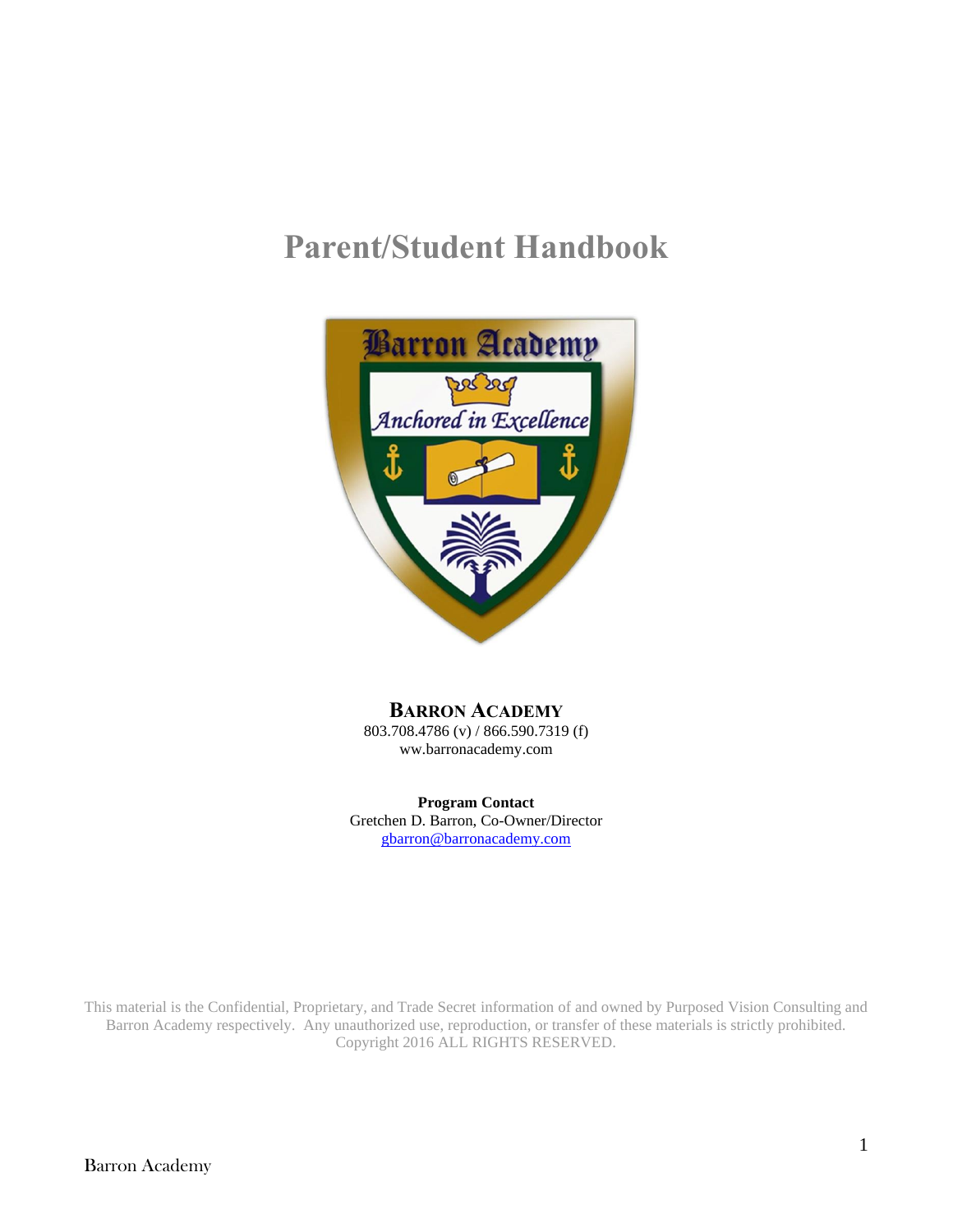# Parent/Student Handbook

**BARRON ACADEMY**
803.708.4786 (v) / 866.590.7319 (f)
ww.barronacademy.com

**Program Contact**
Gretchen D. Barron, Co-Owner/Director
gbarron@barronacademy.com

This material is the Confidential, Proprietary, and Trade Secret information of and owned by Purposed Vision Consulting and Barron Academy respectively. Any unauthorized use, reproduction, or transfer of these materials is strictly prohibited. Copyright 2016 ALL RIGHTS RESERVED.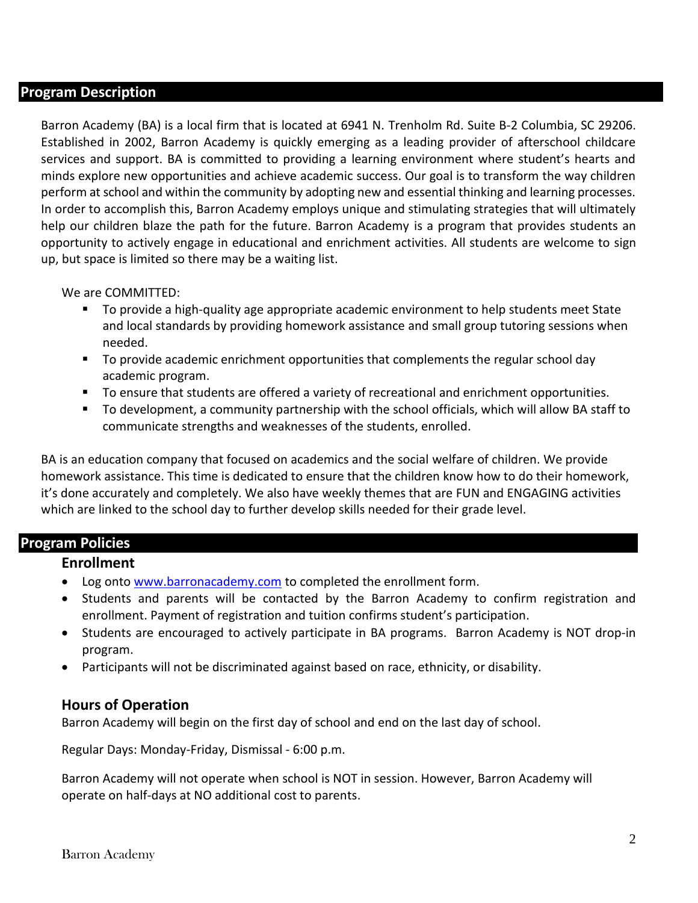## Program Description

Barron Academy (BA) is a local firm that is located at 6941 N. Trenholm Rd. Suite B-2 Columbia, SC 29206. Established in 2002, Barron Academy is quickly emerging as a leading provider of afterschool childcare services and support. BA is committed to providing a learning environment where student's hearts and minds explore new opportunities and achieve academic success. Our goal is to transform the way children perform at school and within the community by adopting new and essential thinking and learning processes. In order to accomplish this, Barron Academy employs unique and stimulating strategies that will ultimately help our children blaze the path for the future. Barron Academy is a program that provides students an opportunity to actively engage in educational and enrichment activities. All students are welcome to sign up, but space is limited so there may be a waiting list.

We are COMMITTED:

- To provide a high-quality age appropriate academic environment to help students meet State and local standards by providing homework assistance and small group tutoring sessions when needed.
- To provide academic enrichment opportunities that complements the regular school day academic program.
- To ensure that students are offered a variety of recreational and enrichment opportunities.
- To development, a community partnership with the school officials, which will allow BA staff to communicate strengths and weaknesses of the students, enrolled.

BA is an education company that focused on academics and the social welfare of children. We provide homework assistance. This time is dedicated to ensure that the children know how to do their homework, it's done accurately and completely. We also have weekly themes that are FUN and ENGAGING activities which are linked to the school day to further develop skills needed for their grade level.

## Program Policies

### Enrollment

- Log onto [www.barronacademy.com](http://www.barronacademy.com) to completed the enrollment form.
- Students and parents will be contacted by the Barron Academy to confirm registration and enrollment. Payment of registration and tuition confirms student's participation.
- Students are encouraged to actively participate in BA programs. Barron Academy is NOT drop-in program.
- Participants will not be discriminated against based on race, ethnicity, or disability.

### Hours of Operation

Barron Academy will begin on the first day of school and end on the last day of school.

Regular Days: Monday-Friday, Dismissal - 6:00 p.m.

Barron Academy will not operate when school is NOT in session. However, Barron Academy will operate on half-days at NO additional cost to parents.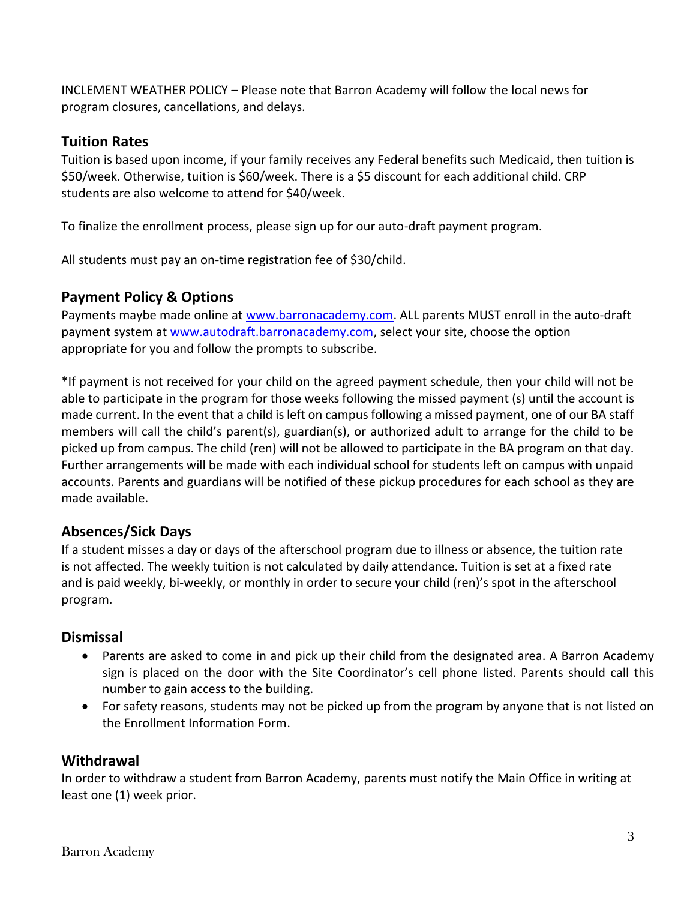INCLEMENT WEATHER POLICY – Please note that Barron Academy will follow the local news for program closures, cancellations, and delays.

## Tuition Rates

Tuition is based upon income, if your family receives any Federal benefits such Medicaid, then tuition is $50/week. Otherwise, tuition is $60/week. There is a $5 discount for each additional child. CRP students are also welcome to attend for $40/week.

To finalize the enrollment process, please sign up for our auto-draft payment program.

All students must pay an on-time registration fee of $30/child.

## Payment Policy & Options

Payments maybe made online at [www.barronacademy.com](http://www.barronacademy.com). ALL parents MUST enroll in the auto-draft payment system at [www.autodraft.barronacademy.com](http://www.autodraft.barronacademy.com), select your site, choose the option appropriate for you and follow the prompts to subscribe.

*If payment is not received for your child on the agreed payment schedule, then your child will not be able to participate in the program for those weeks following the missed payment (s) until the account is made current. In the event that a child is left on campus following a missed payment, one of our BA staff members will call the child's parent(s), guardian(s), or authorized adult to arrange for the child to be picked up from campus. The child (ren) will not be allowed to participate in the BA program on that day. Further arrangements will be made with each individual school for students left on campus with unpaid accounts. Parents and guardians will be notified of these pickup procedures for each school as they are made available.

## Absences/Sick Days

If a student misses a day or days of the afterschool program due to illness or absence, the tuition rate is not affected. The weekly tuition is not calculated by daily attendance. Tuition is set at a fixed rate and is paid weekly, bi-weekly, or monthly in order to secure your child (ren)'s spot in the afterschool program.

## Dismissal

- Parents are asked to come in and pick up their child from the designated area. A Barron Academy sign is placed on the door with the Site Coordinator's cell phone listed. Parents should call this number to gain access to the building.
- For safety reasons, students may not be picked up from the program by anyone that is not listed on the Enrollment Information Form.

## Withdrawal

In order to withdraw a student from Barron Academy, parents must notify the Main Office in writing at least one (1) week prior.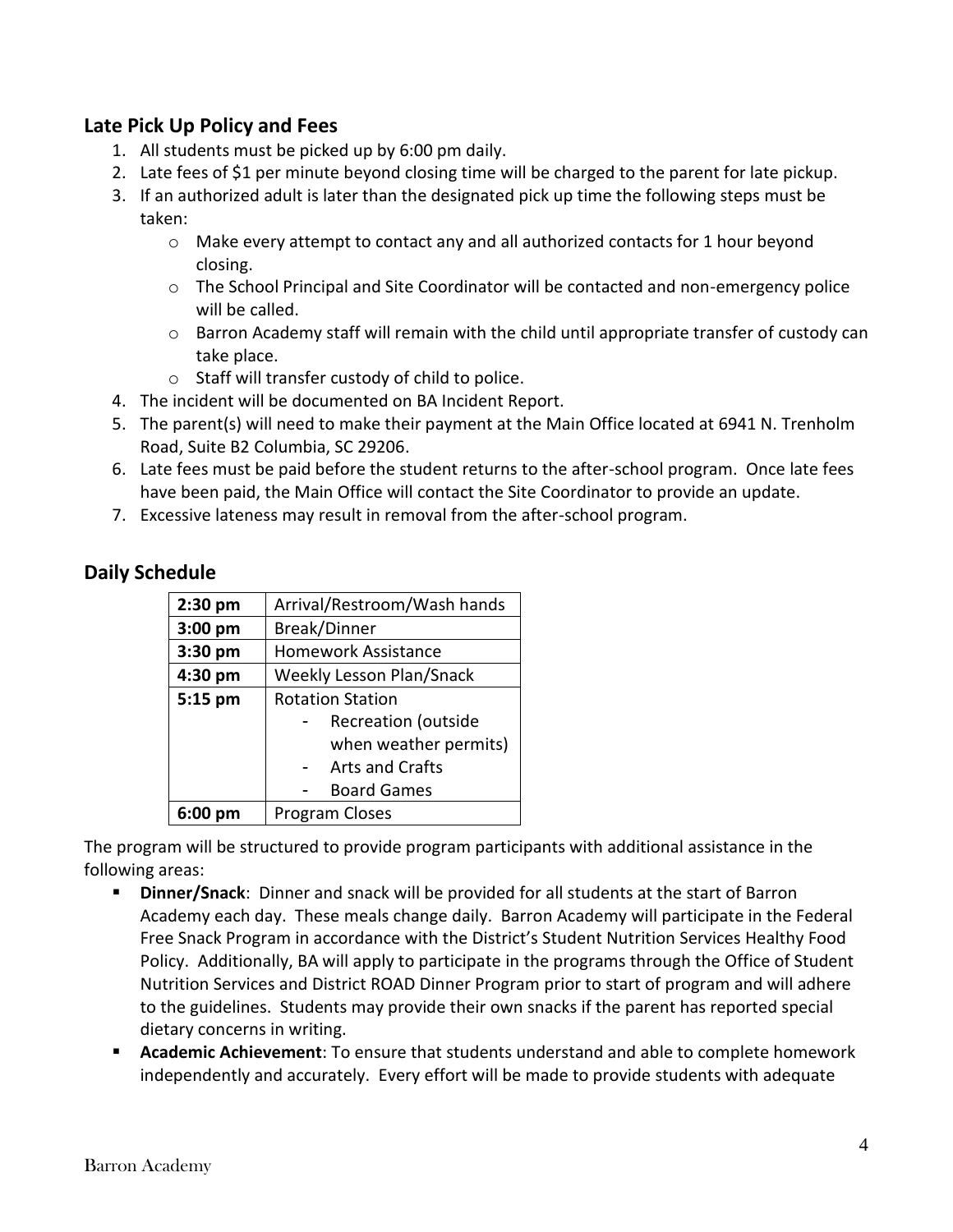## Late Pick Up Policy and Fees

1. All students must be picked up by 6:00 pm daily.
2. Late fees of $1 per minute beyond closing time will be charged to the parent for late pickup.
3. If an authorized adult is later than the designated pick up time the following steps must be taken:
   - Make every attempt to contact any and all authorized contacts for 1 hour beyond closing.
   - The School Principal and Site Coordinator will be contacted and non-emergency police will be called.
   - Barron Academy staff will remain with the child until appropriate transfer of custody can take place.
   - Staff will transfer custody of child to police.
4. The incident will be documented on BA Incident Report.
5. The parent(s) will need to make their payment at the Main Office located at 6941 N. Trenholm Road, Suite B2 Columbia, SC 29206.
6. Late fees must be paid before the student returns to the after-school program. Once late fees have been paid, the Main Office will contact the Site Coordinator to provide an update.
7. Excessive lateness may result in removal from the after-school program.

## Daily Schedule

| | |
|---|---|
| **2:30 pm** | Arrival/Restroom/Wash hands |
| **3:00 pm** | Break/Dinner |
| **3:30 pm** | Homework Assistance |
| **4:30 pm** | Weekly Lesson Plan/Snack |
| **5:15 pm** | Rotation Station<br>- Recreation (outside when weather permits)<br>- Arts and Crafts<br>- Board Games |
| **6:00 pm** | Program Closes |

The program will be structured to provide program participants with additional assistance in the following areas:

- **Dinner/Snack**: Dinner and snack will be provided for all students at the start of Barron Academy each day. These meals change daily. Barron Academy will participate in the Federal Free Snack Program in accordance with the District's Student Nutrition Services Healthy Food Policy. Additionally, BA will apply to participate in the programs through the Office of Student Nutrition Services and District ROAD Dinner Program prior to start of program and will adhere to the guidelines. Students may provide their own snacks if the parent has reported special dietary concerns in writing.
- **Academic Achievement**: To ensure that students understand and able to complete homework independently and accurately. Every effort will be made to provide students with adequate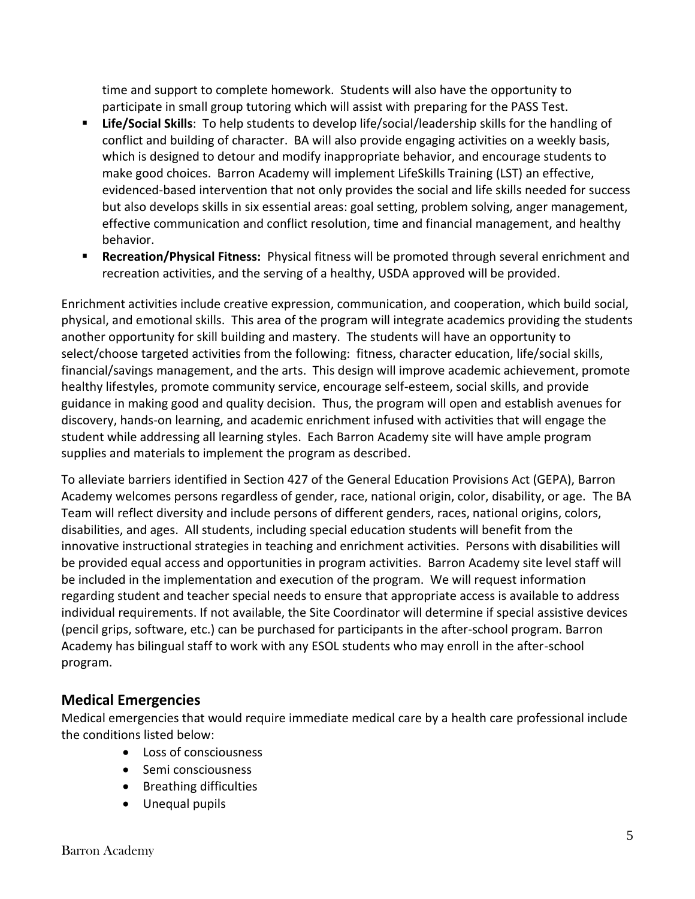time and support to complete homework. Students will also have the opportunity to participate in small group tutoring which will assist with preparing for the PASS Test.

- **Life/Social Skills**: To help students to develop life/social/leadership skills for the handling of conflict and building of character. BA will also provide engaging activities on a weekly basis, which is designed to detour and modify inappropriate behavior, and encourage students to make good choices. Barron Academy will implement LifeSkills Training (LST) an effective, evidenced-based intervention that not only provides the social and life skills needed for success but also develops skills in six essential areas: goal setting, problem solving, anger management, effective communication and conflict resolution, time and financial management, and healthy behavior.
- **Recreation/Physical Fitness:** Physical fitness will be promoted through several enrichment and recreation activities, and the serving of a healthy, USDA approved will be provided.

Enrichment activities include creative expression, communication, and cooperation, which build social, physical, and emotional skills. This area of the program will integrate academics providing the students another opportunity for skill building and mastery. The students will have an opportunity to select/choose targeted activities from the following: fitness, character education, life/social skills, financial/savings management, and the arts. This design will improve academic achievement, promote healthy lifestyles, promote community service, encourage self-esteem, social skills, and provide guidance in making good and quality decision. Thus, the program will open and establish avenues for discovery, hands-on learning, and academic enrichment infused with activities that will engage the student while addressing all learning styles. Each Barron Academy site will have ample program supplies and materials to implement the program as described.

To alleviate barriers identified in Section 427 of the General Education Provisions Act (GEPA), Barron Academy welcomes persons regardless of gender, race, national origin, color, disability, or age. The BA Team will reflect diversity and include persons of different genders, races, national origins, colors, disabilities, and ages. All students, including special education students will benefit from the innovative instructional strategies in teaching and enrichment activities. Persons with disabilities will be provided equal access and opportunities in program activities. Barron Academy site level staff will be included in the implementation and execution of the program. We will request information regarding student and teacher special needs to ensure that appropriate access is available to address individual requirements. If not available, the Site Coordinator will determine if special assistive devices (pencil grips, software, etc.) can be purchased for participants in the after-school program. Barron Academy has bilingual staff to work with any ESOL students who may enroll in the after-school program.

## Medical Emergencies

Medical emergencies that would require immediate medical care by a health care professional include the conditions listed below:

- Loss of consciousness
- Semi consciousness
- Breathing difficulties
- Unequal pupils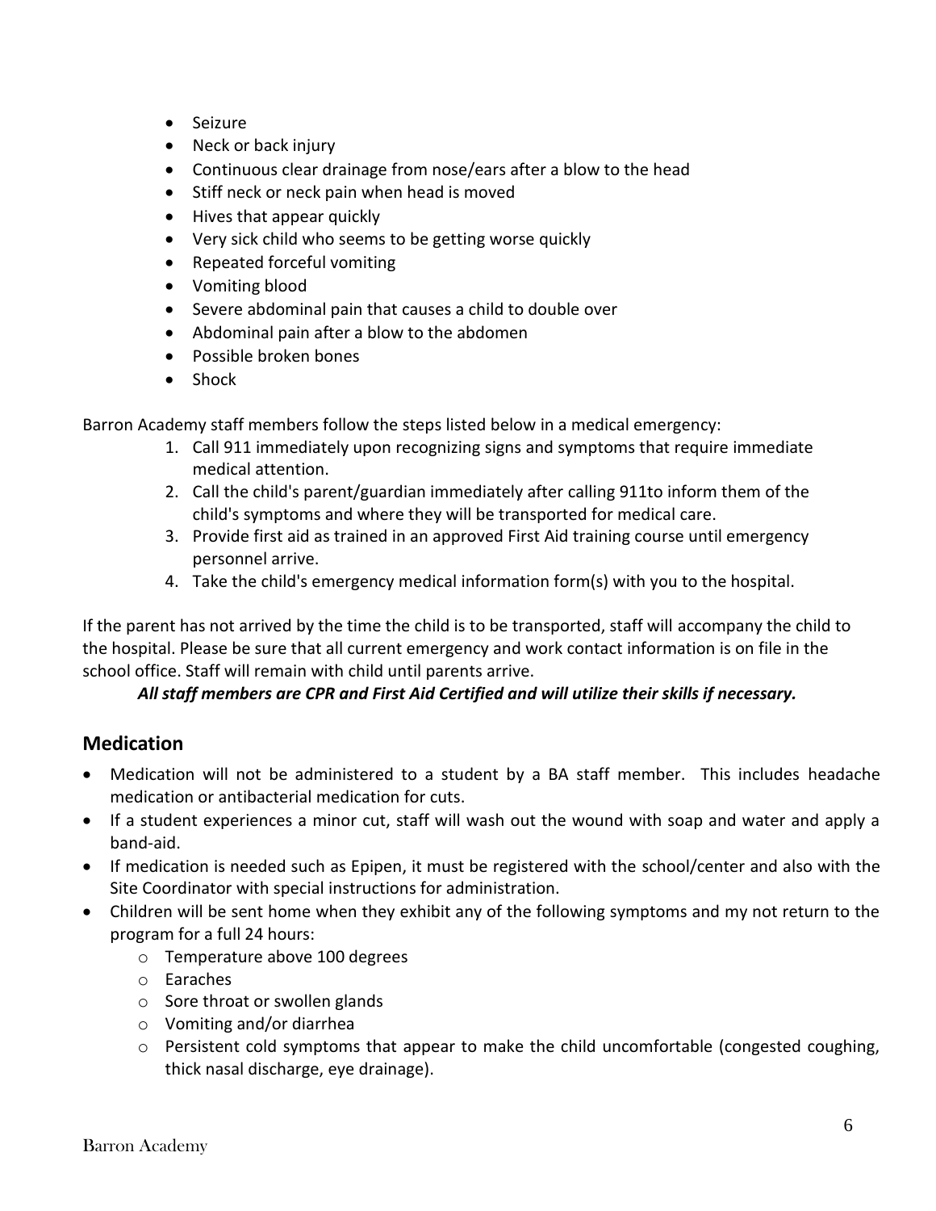- Seizure
- Neck or back injury
- Continuous clear drainage from nose/ears after a blow to the head
- Stiff neck or neck pain when head is moved
- Hives that appear quickly
- Very sick child who seems to be getting worse quickly
- Repeated forceful vomiting
- Vomiting blood
- Severe abdominal pain that causes a child to double over
- Abdominal pain after a blow to the abdomen
- Possible broken bones
- Shock

Barron Academy staff members follow the steps listed below in a medical emergency:

1. Call 911 immediately upon recognizing signs and symptoms that require immediate medical attention.
2. Call the child's parent/guardian immediately after calling 911to inform them of the child's symptoms and where they will be transported for medical care.
3. Provide first aid as trained in an approved First Aid training course until emergency personnel arrive.
4. Take the child's emergency medical information form(s) with you to the hospital.

If the parent has not arrived by the time the child is to be transported, staff will accompany the child to the hospital. Please be sure that all current emergency and work contact information is on file in the school office. Staff will remain with child until parents arrive.

***All staff members are CPR and First Aid Certified and will utilize their skills if necessary.***

## Medication

- Medication will not be administered to a student by a BA staff member. This includes headache medication or antibacterial medication for cuts.
- If a student experiences a minor cut, staff will wash out the wound with soap and water and apply a band-aid.
- If medication is needed such as Epipen, it must be registered with the school/center and also with the Site Coordinator with special instructions for administration.
- Children will be sent home when they exhibit any of the following symptoms and my not return to the program for a full 24 hours:
  - Temperature above 100 degrees
  - Earaches
  - Sore throat or swollen glands
  - Vomiting and/or diarrhea
  - Persistent cold symptoms that appear to make the child uncomfortable (congested coughing, thick nasal discharge, eye drainage).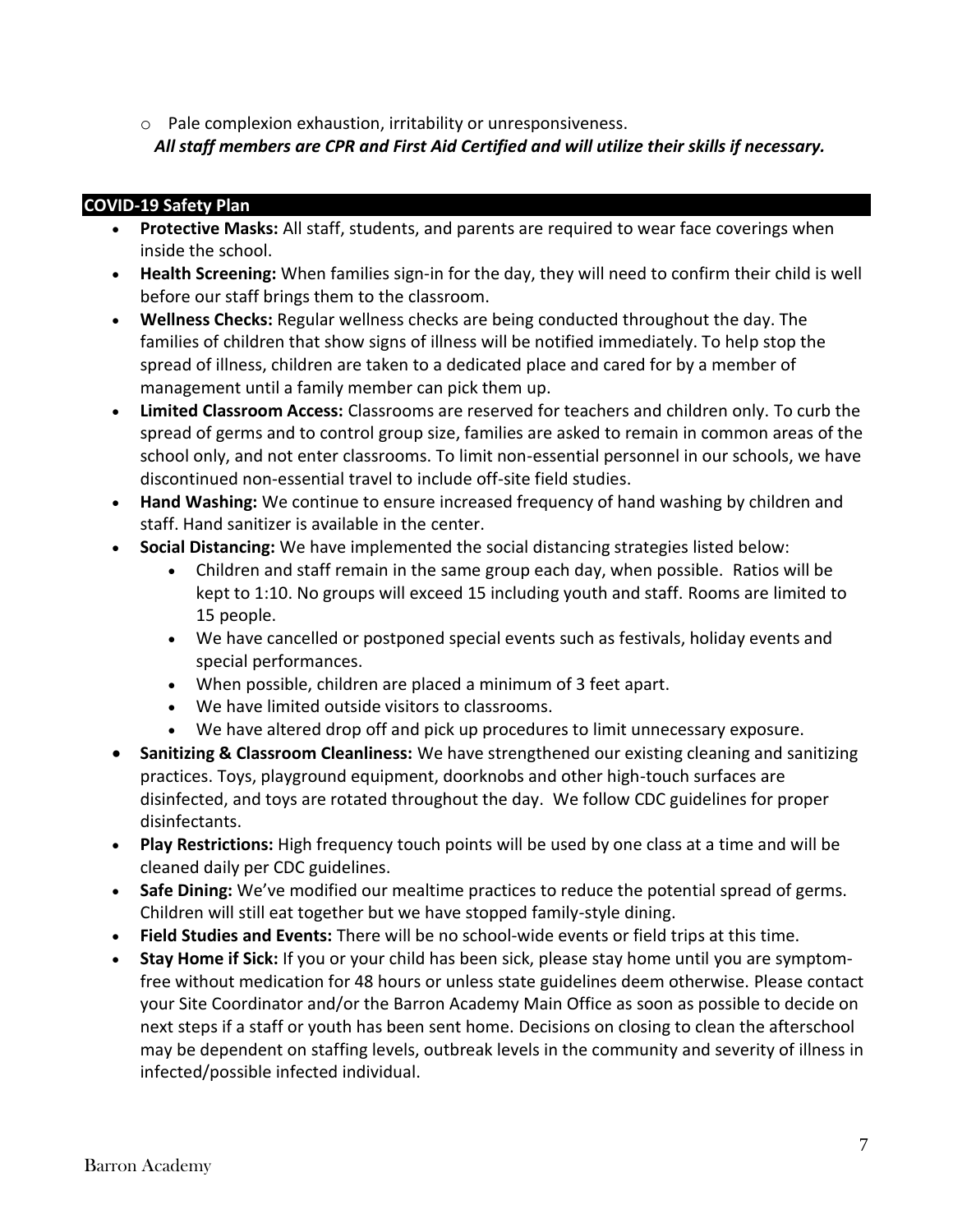- Pale complexion exhaustion, irritability or unresponsiveness.

***All staff members are CPR and First Aid Certified and will utilize their skills if necessary.***

## COVID-19 Safety Plan

- **Protective Masks:** All staff, students, and parents are required to wear face coverings when inside the school.
- **Health Screening:** When families sign-in for the day, they will need to confirm their child is well before our staff brings them to the classroom.
- **Wellness Checks:** Regular wellness checks are being conducted throughout the day. The families of children that show signs of illness will be notified immediately. To help stop the spread of illness, children are taken to a dedicated place and cared for by a member of management until a family member can pick them up.
- **Limited Classroom Access:** Classrooms are reserved for teachers and children only. To curb the spread of germs and to control group size, families are asked to remain in common areas of the school only, and not enter classrooms. To limit non-essential personnel in our schools, we have discontinued non-essential travel to include off-site field studies.
- **Hand Washing:** We continue to ensure increased frequency of hand washing by children and staff. Hand sanitizer is available in the center.
- **Social Distancing:** We have implemented the social distancing strategies listed below:
  - Children and staff remain in the same group each day, when possible. Ratios will be kept to 1:10. No groups will exceed 15 including youth and staff. Rooms are limited to 15 people.
  - We have cancelled or postponed special events such as festivals, holiday events and special performances.
  - When possible, children are placed a minimum of 3 feet apart.
  - We have limited outside visitors to classrooms.
  - We have altered drop off and pick up procedures to limit unnecessary exposure.
- **Sanitizing & Classroom Cleanliness:** We have strengthened our existing cleaning and sanitizing practices. Toys, playground equipment, doorknobs and other high-touch surfaces are disinfected, and toys are rotated throughout the day. We follow CDC guidelines for proper disinfectants.
- **Play Restrictions:** High frequency touch points will be used by one class at a time and will be cleaned daily per CDC guidelines.
- **Safe Dining:** We've modified our mealtime practices to reduce the potential spread of germs. Children will still eat together but we have stopped family-style dining.
- **Field Studies and Events:** There will be no school-wide events or field trips at this time.
- **Stay Home if Sick:** If you or your child has been sick, please stay home until you are symptom-free without medication for 48 hours or unless state guidelines deem otherwise. Please contact your Site Coordinator and/or the Barron Academy Main Office as soon as possible to decide on next steps if a staff or youth has been sent home. Decisions on closing to clean the afterschool may be dependent on staffing levels, outbreak levels in the community and severity of illness in infected/possible infected individual.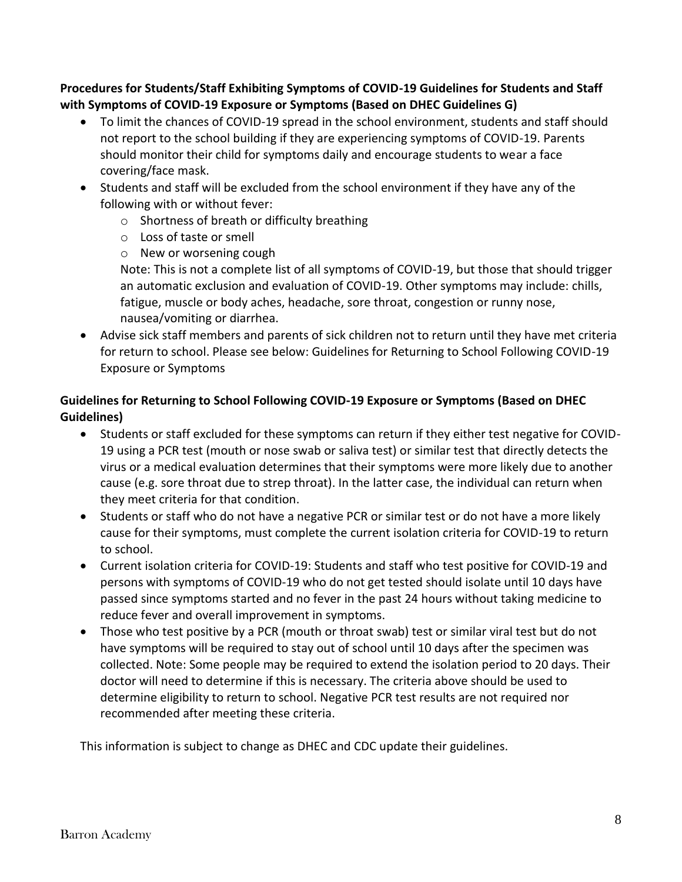**Procedures for Students/Staff Exhibiting Symptoms of COVID-19 Guidelines for Students and Staff with Symptoms of COVID-19 Exposure or Symptoms (Based on DHEC Guidelines G)**

- To limit the chances of COVID-19 spread in the school environment, students and staff should not report to the school building if they are experiencing symptoms of COVID-19. Parents should monitor their child for symptoms daily and encourage students to wear a face covering/face mask.
- Students and staff will be excluded from the school environment if they have any of the following with or without fever:
  - Shortness of breath or difficulty breathing
  - Loss of taste or smell
  - New or worsening cough

  Note: This is not a complete list of all symptoms of COVID-19, but those that should trigger an automatic exclusion and evaluation of COVID-19. Other symptoms may include: chills, fatigue, muscle or body aches, headache, sore throat, congestion or runny nose, nausea/vomiting or diarrhea.
- Advise sick staff members and parents of sick children not to return until they have met criteria for return to school. Please see below: Guidelines for Returning to School Following COVID-19 Exposure or Symptoms

**Guidelines for Returning to School Following COVID-19 Exposure or Symptoms (Based on DHEC Guidelines)**

- Students or staff excluded for these symptoms can return if they either test negative for COVID-19 using a PCR test (mouth or nose swab or saliva test) or similar test that directly detects the virus or a medical evaluation determines that their symptoms were more likely due to another cause (e.g. sore throat due to strep throat). In the latter case, the individual can return when they meet criteria for that condition.
- Students or staff who do not have a negative PCR or similar test or do not have a more likely cause for their symptoms, must complete the current isolation criteria for COVID-19 to return to school.
- Current isolation criteria for COVID-19: Students and staff who test positive for COVID-19 and persons with symptoms of COVID-19 who do not get tested should isolate until 10 days have passed since symptoms started and no fever in the past 24 hours without taking medicine to reduce fever and overall improvement in symptoms.
- Those who test positive by a PCR (mouth or throat swab) test or similar viral test but do not have symptoms will be required to stay out of school until 10 days after the specimen was collected. Note: Some people may be required to extend the isolation period to 20 days. Their doctor will need to determine if this is necessary. The criteria above should be used to determine eligibility to return to school. Negative PCR test results are not required nor recommended after meeting these criteria.

This information is subject to change as DHEC and CDC update their guidelines.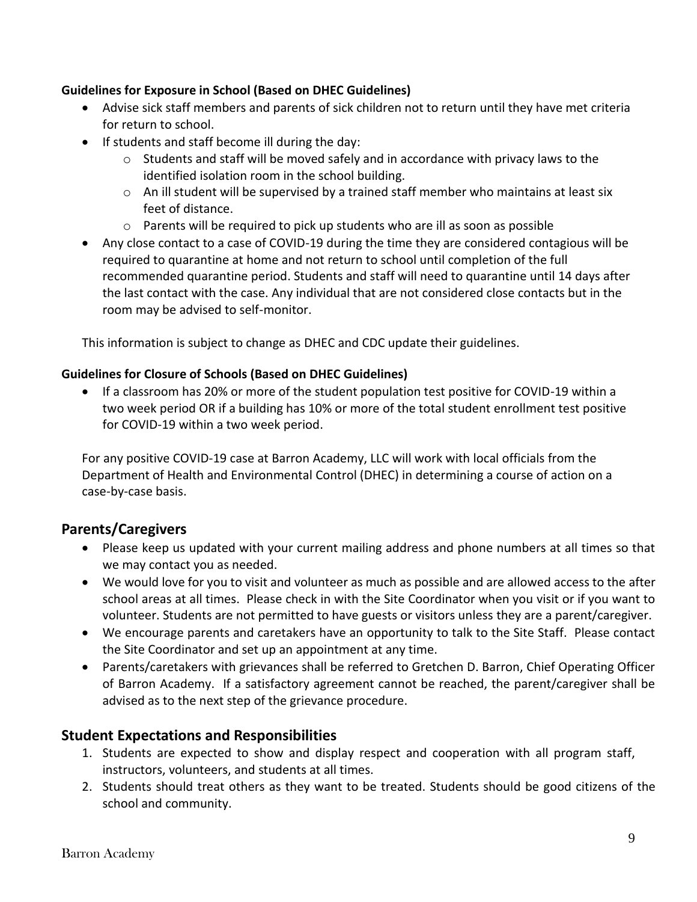**Guidelines for Exposure in School (Based on DHEC Guidelines)**

- Advise sick staff members and parents of sick children not to return until they have met criteria for return to school.
- If students and staff become ill during the day:
  - Students and staff will be moved safely and in accordance with privacy laws to the identified isolation room in the school building.
  - An ill student will be supervised by a trained staff member who maintains at least six feet of distance.
  - Parents will be required to pick up students who are ill as soon as possible
- Any close contact to a case of COVID-19 during the time they are considered contagious will be required to quarantine at home and not return to school until completion of the full recommended quarantine period. Students and staff will need to quarantine until 14 days after the last contact with the case. Any individual that are not considered close contacts but in the room may be advised to self-monitor.

This information is subject to change as DHEC and CDC update their guidelines.

**Guidelines for Closure of Schools (Based on DHEC Guidelines)**

- If a classroom has 20% or more of the student population test positive for COVID-19 within a two week period OR if a building has 10% or more of the total student enrollment test positive for COVID-19 within a two week period.

For any positive COVID-19 case at Barron Academy, LLC will work with local officials from the Department of Health and Environmental Control (DHEC) in determining a course of action on a case-by-case basis.

## Parents/Caregivers

- Please keep us updated with your current mailing address and phone numbers at all times so that we may contact you as needed.
- We would love for you to visit and volunteer as much as possible and are allowed access to the after school areas at all times. Please check in with the Site Coordinator when you visit or if you want to volunteer. Students are not permitted to have guests or visitors unless they are a parent/caregiver.
- We encourage parents and caretakers have an opportunity to talk to the Site Staff. Please contact the Site Coordinator and set up an appointment at any time.
- Parents/caretakers with grievances shall be referred to Gretchen D. Barron, Chief Operating Officer of Barron Academy. If a satisfactory agreement cannot be reached, the parent/caregiver shall be advised as to the next step of the grievance procedure.

## Student Expectations and Responsibilities

1. Students are expected to show and display respect and cooperation with all program staff, instructors, volunteers, and students at all times.
2. Students should treat others as they want to be treated. Students should be good citizens of the school and community.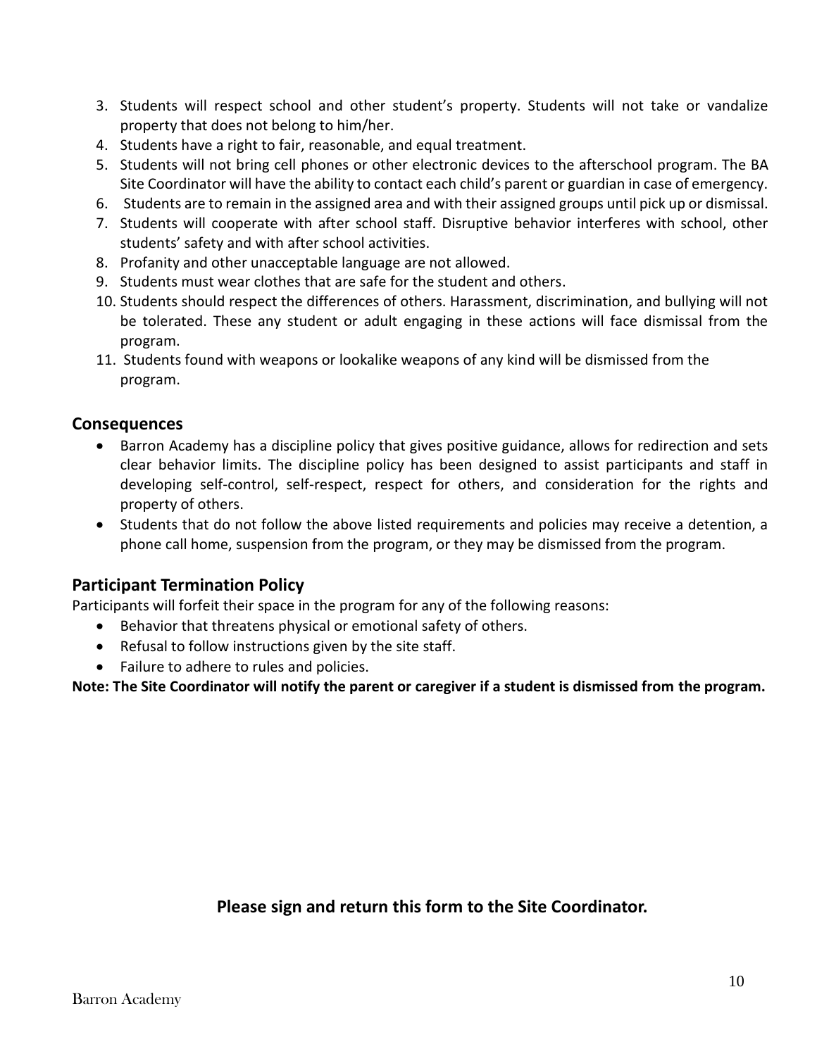3. Students will respect school and other student's property. Students will not take or vandalize property that does not belong to him/her.
4. Students have a right to fair, reasonable, and equal treatment.
5. Students will not bring cell phones or other electronic devices to the afterschool program. The BA Site Coordinator will have the ability to contact each child's parent or guardian in case of emergency.
6. Students are to remain in the assigned area and with their assigned groups until pick up or dismissal.
7. Students will cooperate with after school staff. Disruptive behavior interferes with school, other students' safety and with after school activities.
8. Profanity and other unacceptable language are not allowed.
9. Students must wear clothes that are safe for the student and others.
10. Students should respect the differences of others. Harassment, discrimination, and bullying will not be tolerated. These any student or adult engaging in these actions will face dismissal from the program.
11. Students found with weapons or lookalike weapons of any kind will be dismissed from the program.

## Consequences

- Barron Academy has a discipline policy that gives positive guidance, allows for redirection and sets clear behavior limits. The discipline policy has been designed to assist participants and staff in developing self-control, self-respect, respect for others, and consideration for the rights and property of others.
- Students that do not follow the above listed requirements and policies may receive a detention, a phone call home, suspension from the program, or they may be dismissed from the program.

## Participant Termination Policy

Participants will forfeit their space in the program for any of the following reasons:

- Behavior that threatens physical or emotional safety of others.
- Refusal to follow instructions given by the site staff.
- Failure to adhere to rules and policies.

**Note: The Site Coordinator will notify the parent or caregiver if a student is dismissed from the program.**

**Please sign and return this form to the Site Coordinator.**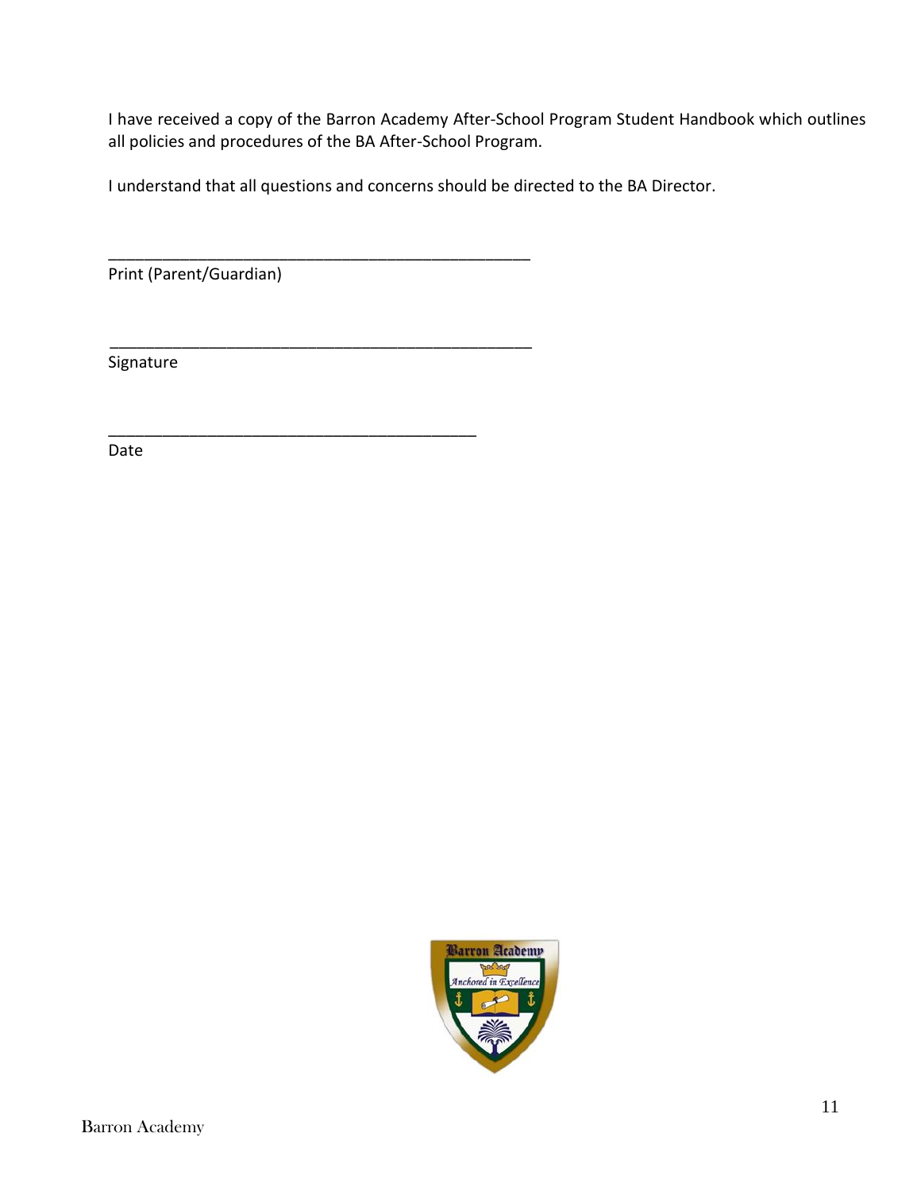I have received a copy of the Barron Academy After-School Program Student Handbook which outlines all policies and procedures of the BA After-School Program.

I understand that all questions and concerns should be directed to the BA Director.

_________________________________________________
Print (Parent/Guardian)

_________________________________________________
Signature

__________________________________________
Date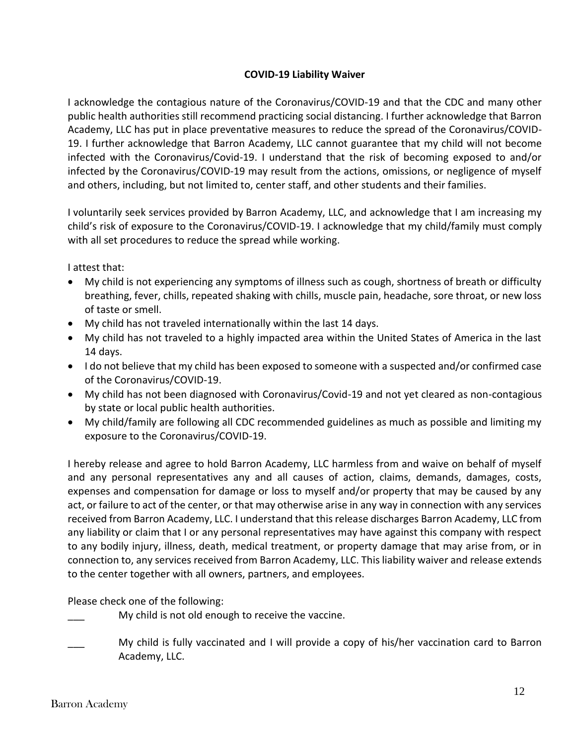**COVID-19 Liability Waiver**

I acknowledge the contagious nature of the Coronavirus/COVID-19 and that the CDC and many other public health authorities still recommend practicing social distancing. I further acknowledge that Barron Academy, LLC has put in place preventative measures to reduce the spread of the Coronavirus/COVID-19. I further acknowledge that Barron Academy, LLC cannot guarantee that my child will not become infected with the Coronavirus/Covid-19. I understand that the risk of becoming exposed to and/or infected by the Coronavirus/COVID-19 may result from the actions, omissions, or negligence of myself and others, including, but not limited to, center staff, and other students and their families.

I voluntarily seek services provided by Barron Academy, LLC, and acknowledge that I am increasing my child's risk of exposure to the Coronavirus/COVID-19. I acknowledge that my child/family must comply with all set procedures to reduce the spread while working.

I attest that:

- My child is not experiencing any symptoms of illness such as cough, shortness of breath or difficulty breathing, fever, chills, repeated shaking with chills, muscle pain, headache, sore throat, or new loss of taste or smell.
- My child has not traveled internationally within the last 14 days.
- My child has not traveled to a highly impacted area within the United States of America in the last 14 days.
- I do not believe that my child has been exposed to someone with a suspected and/or confirmed case of the Coronavirus/COVID-19.
- My child has not been diagnosed with Coronavirus/Covid-19 and not yet cleared as non-contagious by state or local public health authorities.
- My child/family are following all CDC recommended guidelines as much as possible and limiting my exposure to the Coronavirus/COVID-19.

I hereby release and agree to hold Barron Academy, LLC harmless from and waive on behalf of myself and any personal representatives any and all causes of action, claims, demands, damages, costs, expenses and compensation for damage or loss to myself and/or property that may be caused by any act, or failure to act of the center, or that may otherwise arise in any way in connection with any services received from Barron Academy, LLC. I understand that this release discharges Barron Academy, LLC from any liability or claim that I or any personal representatives may have against this company with respect to any bodily injury, illness, death, medical treatment, or property damage that may arise from, or in connection to, any services received from Barron Academy, LLC. This liability waiver and release extends to the center together with all owners, partners, and employees.

Please check one of the following:

___ My child is not old enough to receive the vaccine.

___ My child is fully vaccinated and I will provide a copy of his/her vaccination card to Barron Academy, LLC.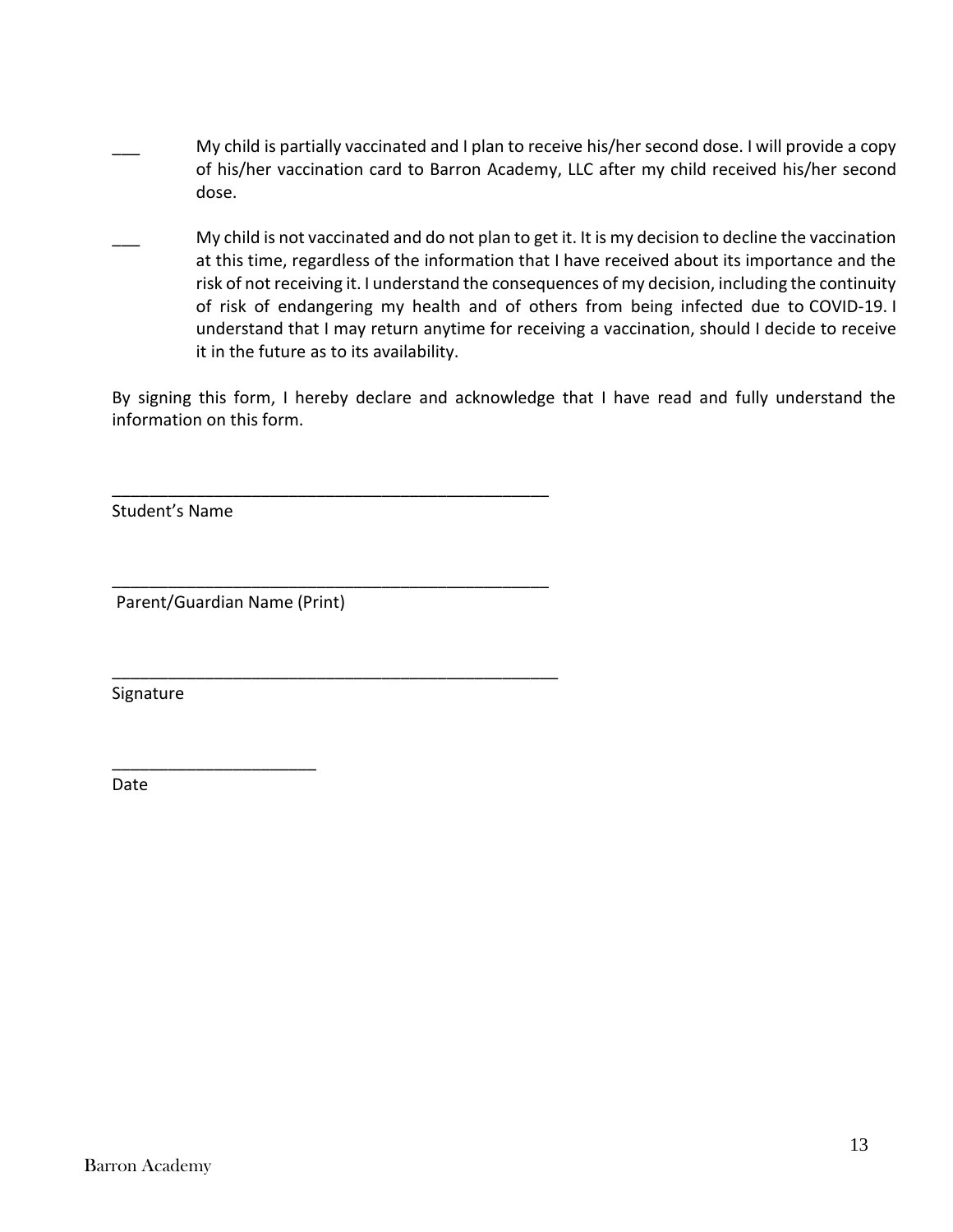___ My child is partially vaccinated and I plan to receive his/her second dose. I will provide a copy of his/her vaccination card to Barron Academy, LLC after my child received his/her second dose.

___ My child is not vaccinated and do not plan to get it. It is my decision to decline the vaccination at this time, regardless of the information that I have received about its importance and the risk of not receiving it. I understand the consequences of my decision, including the continuity of risk of endangering my health and of others from being infected due to COVID-19. I understand that I may return anytime for receiving a vaccination, should I decide to receive it in the future as to its availability.

By signing this form, I hereby declare and acknowledge that I have read and fully understand the information on this form.

_______________________________________________

Student's Name

_______________________________________________

Parent/Guardian Name (Print)

_______________________________________________

Signature

______________________

Date